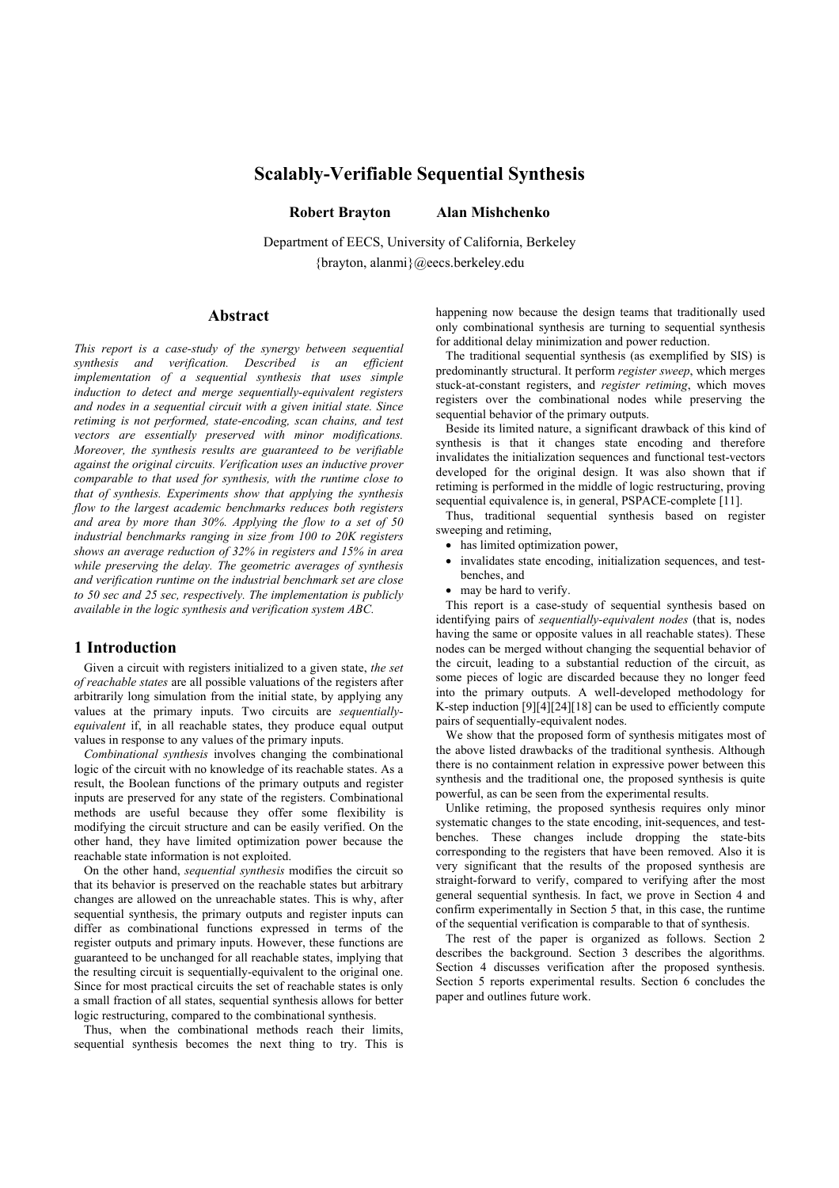# Scalably-Verifiable Sequential Synthesis

**Robert Brayton** **Alan Mishchenko**

Department of EECS, University of California, Berkeley
{brayton, alanmi}@eecs.berkeley.edu

## Abstract

*This report is a case-study of the synergy between sequential synthesis and verification. Described is an efficient implementation of a sequential synthesis that uses simple induction to detect and merge sequentially-equivalent registers and nodes in a sequential circuit with a given initial state. Since retiming is not performed, state-encoding, scan chains, and test vectors are essentially preserved with minor modifications. Moreover, the synthesis results are guaranteed to be verifiable against the original circuits. Verification uses an inductive prover comparable to that used for synthesis, with the runtime close to that of synthesis. Experiments show that applying the synthesis flow to the largest academic benchmarks reduces both registers and area by more than 30%. Applying the flow to a set of 50 industrial benchmarks ranging in size from 100 to 20K registers shows an average reduction of 32% in registers and 15% in area while preserving the delay. The geometric averages of synthesis and verification runtime on the industrial benchmark set are close to 50 sec and 25 sec, respectively. The implementation is publicly available in the logic synthesis and verification system ABC.*

## 1 Introduction

Given a circuit with registers initialized to a given state, *the set of reachable states* are all possible valuations of the registers after arbitrarily long simulation from the initial state, by applying any values at the primary inputs. Two circuits are *sequentially-equivalent* if, in all reachable states, they produce equal output values in response to any values of the primary inputs.

*Combinational synthesis* involves changing the combinational logic of the circuit with no knowledge of its reachable states. As a result, the Boolean functions of the primary outputs and register inputs are preserved for any state of the registers. Combinational methods are useful because they offer some flexibility is modifying the circuit structure and can be easily verified. On the other hand, they have limited optimization power because the reachable state information is not exploited.

On the other hand, *sequential synthesis* modifies the circuit so that its behavior is preserved on the reachable states but arbitrary changes are allowed on the unreachable states. This is why, after sequential synthesis, the primary outputs and register inputs can differ as combinational functions expressed in terms of the register outputs and primary inputs. However, these functions are guaranteed to be unchanged for all reachable states, implying that the resulting circuit is sequentially-equivalent to the original one. Since for most practical circuits the set of reachable states is only a small fraction of all states, sequential synthesis allows for better logic restructuring, compared to the combinational synthesis.

Thus, when the combinational methods reach their limits, sequential synthesis becomes the next thing to try. This is happening now because the design teams that traditionally used only combinational synthesis are turning to sequential synthesis for additional delay minimization and power reduction.

The traditional sequential synthesis (as exemplified by SIS) is predominantly structural. It perform *register sweep*, which merges stuck-at-constant registers, and *register retiming*, which moves registers over the combinational nodes while preserving the sequential behavior of the primary outputs.

Beside its limited nature, a significant drawback of this kind of synthesis is that it changes state encoding and therefore invalidates the initialization sequences and functional test-vectors developed for the original design. It was also shown that if retiming is performed in the middle of logic restructuring, proving sequential equivalence is, in general, PSPACE-complete [11].

Thus, traditional sequential synthesis based on register sweeping and retiming,

- has limited optimization power,
- invalidates state encoding, initialization sequences, and test-benches, and
- may be hard to verify.

This report is a case-study of sequential synthesis based on identifying pairs of *sequentially-equivalent nodes* (that is, nodes having the same or opposite values in all reachable states). These nodes can be merged without changing the sequential behavior of the circuit, leading to a substantial reduction of the circuit, as some pieces of logic are discarded because they no longer feed into the primary outputs. A well-developed methodology for K-step induction [9][4][24][18] can be used to efficiently compute pairs of sequentially-equivalent nodes.

We show that the proposed form of synthesis mitigates most of the above listed drawbacks of the traditional synthesis. Although there is no containment relation in expressive power between this synthesis and the traditional one, the proposed synthesis is quite powerful, as can be seen from the experimental results.

Unlike retiming, the proposed synthesis requires only minor systematic changes to the state encoding, init-sequences, and test-benches. These changes include dropping the state-bits corresponding to the registers that have been removed. Also it is very significant that the results of the proposed synthesis are straight-forward to verify, compared to verifying after the most general sequential synthesis. In fact, we prove in Section 4 and confirm experimentally in Section 5 that, in this case, the runtime of the sequential verification is comparable to that of synthesis.

The rest of the paper is organized as follows. Section 2 describes the background. Section 3 describes the algorithms. Section 4 discusses verification after the proposed synthesis. Section 5 reports experimental results. Section 6 concludes the paper and outlines future work.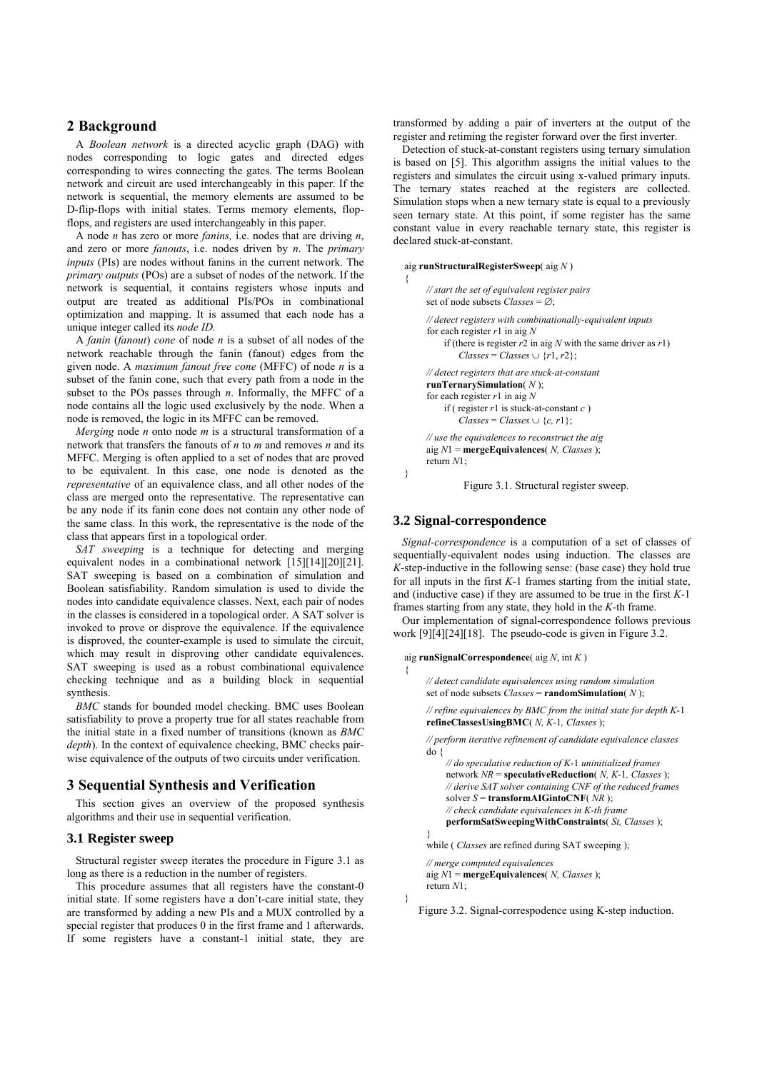## 2 Background

A *Boolean network* is a directed acyclic graph (DAG) with nodes corresponding to logic gates and directed edges corresponding to wires connecting the gates. The terms Boolean network and circuit are used interchangeably in this paper. If the network is sequential, the memory elements are assumed to be D-flip-flops with initial states. Terms memory elements, flop-flops, and registers are used interchangeably in this paper.

A node *n* has zero or more *fanins,* i.e. nodes that are driving *n*, and zero or more *fanouts*, i.e. nodes driven by *n*. The *primary inputs* (PIs) are nodes without fanins in the current network. The *primary outputs* (POs) are a subset of nodes of the network. If the network is sequential, it contains registers whose inputs and output are treated as additional PIs/POs in combinational optimization and mapping. It is assumed that each node has a unique integer called its *node ID.*

A *fanin* (*fanout*) *cone* of node *n* is a subset of all nodes of the network reachable through the fanin (fanout) edges from the given node. A *maximum fanout free cone* (MFFC) of node *n* is a subset of the fanin cone, such that every path from a node in the subset to the POs passes through *n*. Informally, the MFFC of a node contains all the logic used exclusively by the node. When a node is removed, the logic in its MFFC can be removed.

*Merging* node *n* onto node *m* is a structural transformation of a network that transfers the fanouts of *n* to *m* and removes *n* and its MFFC. Merging is often applied to a set of nodes that are proved to be equivalent. In this case, one node is denoted as the *representative* of an equivalence class, and all other nodes of the class are merged onto the representative. The representative can be any node if its fanin cone does not contain any other node of the same class. In this work, the representative is the node of the class that appears first in a topological order.

*SAT sweeping* is a technique for detecting and merging equivalent nodes in a combinational network [15][14][20][21]. SAT sweeping is based on a combination of simulation and Boolean satisfiability. Random simulation is used to divide the nodes into candidate equivalence classes. Next, each pair of nodes in the classes is considered in a topological order. A SAT solver is invoked to prove or disprove the equivalence. If the equivalence is disproved, the counter-example is used to simulate the circuit, which may result in disproving other candidate equivalences. SAT sweeping is used as a robust combinational equivalence checking technique and as a building block in sequential synthesis.

*BMC* stands for bounded model checking. BMC uses Boolean satisfiability to prove a property true for all states reachable from the initial state in a fixed number of transitions (known as *BMC depth*). In the context of equivalence checking, BMC checks pair-wise equivalence of the outputs of two circuits under verification.

## 3 Sequential Synthesis and Verification

This section gives an overview of the proposed synthesis algorithms and their use in sequential verification.

### 3.1 Register sweep

Structural register sweep iterates the procedure in Figure 3.1 as long as there is a reduction in the number of registers.

This procedure assumes that all registers have the constant-0 initial state. If some registers have a don't-care initial state, they are transformed by adding a new PIs and a MUX controlled by a special register that produces 0 in the first frame and 1 afterwards. If some registers have a constant-1 initial state, they are transformed by adding a pair of inverters at the output of the register and retiming the register forward over the first inverter.

Detection of stuck-at-constant registers using ternary simulation is based on [5]. This algorithm assigns the initial values to the registers and simulates the circuit using x-valued primary inputs. The ternary states reached at the registers are collected. Simulation stops when a new ternary state is equal to a previously seen ternary state. At this point, if some register has the same constant value in every reachable ternary state, this register is declared stuck-at-constant.

```
aig runStructuralRegisterSweep( aig N )
{
    // start the set of equivalent register pairs
    set of node subsets Classes = ∅;

    // detect registers with combinationally-equivalent inputs
    for each register r1 in aig N
        if (there is register r2 in aig N with the same driver as r1)
            Classes = Classes ∪ {r1, r2};

    // detect registers that are stuck-at-constant
    runTernarySimulation( N );
    for each register r1 in aig N
        if ( register r1 is stuck-at-constant c )
            Classes = Classes ∪ {c, r1};

    // use the equivalences to reconstruct the aig
    aig N1 = mergeEquivalences( N, Classes );
    return N1;
}
```

Figure 3.1. Structural register sweep.

### 3.2 Signal-correspondence

*Signal-correspondence* is a computation of a set of classes of sequentially-equivalent nodes using induction. The classes are *K*-step-inductive in the following sense: (base case) they hold true for all inputs in the first *K*-1 frames starting from the initial state, and (inductive case) if they are assumed to be true in the first *K*-1 frames starting from any state, they hold in the *K*-th frame.

Our implementation of signal-correspondence follows previous work [9][4][24][18]. The pseudo-code is given in Figure 3.2.

```
aig runSignalCorrespondence( aig N, int K )
{
    // detect candidate equivalences using random simulation
    set of node subsets Classes = randomSimulation( N );

    // refine equivalences by BMC from the initial state for depth K-1
    refineClassesUsingBMC( N, K-1, Classes );

    // perform iterative refinement of candidate equivalence classes
    do {
        // do speculative reduction of K-1 uninitialized frames
        network NR = speculativeReduction( N, K-1, Classes );
        // derive SAT solver containing CNF of the reduced frames
        solver S = transformAIGintoCNF( NR );
        // check candidate equivalences in K-th frame
        performSatSweepingWithConstraints( St, Classes );
    }
    while ( Classes are refined during SAT sweeping );

    // merge computed equivalences
    aig N1 = mergeEquivalences( N, Classes );
    return N1;
}
```

Figure 3.2. Signal-correspodence using K-step induction.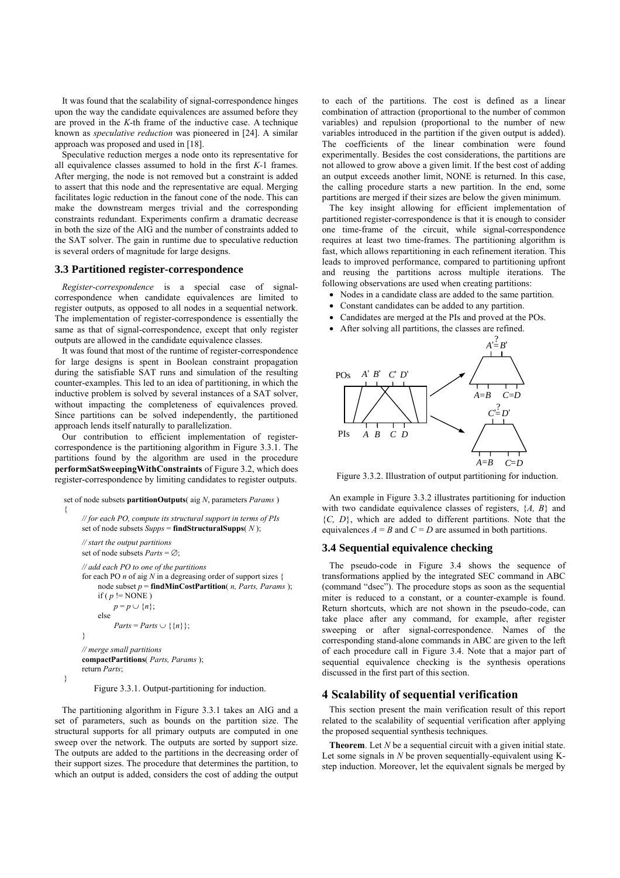It was found that the scalability of signal-correspondence hinges upon the way the candidate equivalences are assumed before they are proved in the *K*-th frame of the inductive case. A technique known as *speculative reduction* was pioneered in [24]. A similar approach was proposed and used in [18].

Speculative reduction merges a node onto its representative for all equivalence classes assumed to hold in the first *K*-1 frames. After merging, the node is not removed but a constraint is added to assert that this node and the representative are equal. Merging facilitates logic reduction in the fanout cone of the node. This can make the downstream merges trivial and the corresponding constraints redundant. Experiments confirm a dramatic decrease in both the size of the AIG and the number of constraints added to the SAT solver. The gain in runtime due to speculative reduction is several orders of magnitude for large designs.

### 3.3 Partitioned register-correspondence

*Register-correspondence* is a special case of signal-correspondence when candidate equivalences are limited to register outputs, as opposed to all nodes in a sequential network. The implementation of register-correspondence is essentially the same as that of signal-correspondence, except that only register outputs are allowed in the candidate equivalence classes.

It was found that most of the runtime of register-correspondence for large designs is spent in Boolean constraint propagation during the satisfiable SAT runs and simulation of the resulting counter-examples. This led to an idea of partitioning, in which the inductive problem is solved by several instances of a SAT solver, without impacting the completeness of equivalences proved. Since partitions can be solved independently, the partitioned approach lends itself naturally to parallelization.

Our contribution to efficient implementation of register-correspondence is the partitioning algorithm in Figure 3.3.1. The partitions found by the algorithm are used in the procedure **performSatSweepingWithConstraints** of Figure 3.2, which does register-correspondence by limiting candidates to register outputs.

```
set of node subsets partitionOutputs( aig N, parameters Params )
{
    // for each PO, compute its structural support in terms of PIs
    set of node subsets Supps = findStructuralSupps( N );

    // start the output partitions
    set of node subsets Parts = ∅;

    // add each PO to one of the partitions
    for each PO n of aig N in a degreasing order of support sizes {
        node subset p = findMinCostPartition( n, Parts, Params );
        if ( p != NONE )
            p = p ∪ {n};
        else
            Parts = Parts ∪ {{n}};
    }

    // merge small partitions
    compactPartitions( Parts, Params );
    return Parts;
}
```

Figure 3.3.1. Output-partitioning for induction.

The partitioning algorithm in Figure 3.3.1 takes an AIG and a set of parameters, such as bounds on the partition size. The structural supports for all primary outputs are computed in one sweep over the network. The outputs are sorted by support size. The outputs are added to the partitions in the decreasing order of their support sizes. The procedure that determines the partition, to which an output is added, considers the cost of adding the output to each of the partitions. The cost is defined as a linear combination of attraction (proportional to the number of common variables) and repulsion (proportional to the number of new variables introduced in the partition if the given output is added). The coefficients of the linear combination were found experimentally. Besides the cost considerations, the partitions are not allowed to grow above a given limit. If the best cost of adding an output exceeds another limit, NONE is returned. In this case, the calling procedure starts a new partition. In the end, some partitions are merged if their sizes are below the given minimum.

The key insight allowing for efficient implementation of partitioned register-correspondence is that it is enough to consider one time-frame of the circuit, while signal-correspondence requires at least two time-frames. The partitioning algorithm is fast, which allows repartitioning in each refinement iteration. This leads to improved performance, compared to partitioning upfront and reusing the partitions across multiple iterations. The following observations are used when creating partitions:

- Nodes in a candidate class are added to the same partition.
- Constant candidates can be added to any partition.
- Candidates are merged at the PIs and proved at the POs.
- After solving all partitions, the classes are refined.

Figure 3.3.2. Illustration of output partitioning for induction.

An example in Figure 3.3.2 illustrates partitioning for induction with two candidate equivalence classes of registers, {*A, B*} and {*C, D*}, which are added to different partitions. Note that the equivalences *A* = *B* and *C* = *D* are assumed in both partitions.

### 3.4 Sequential equivalence checking

The pseudo-code in Figure 3.4 shows the sequence of transformations applied by the integrated SEC command in ABC (command "dsec"). The procedure stops as soon as the sequential miter is reduced to a constant, or a counter-example is found. Return shortcuts, which are not shown in the pseudo-code, can take place after any command, for example, after register sweeping or after signal-correspondence. Names of the corresponding stand-alone commands in ABC are given to the left of each procedure call in Figure 3.4. Note that a major part of sequential equivalence checking is the synthesis operations discussed in the first part of this section.

## 4 Scalability of sequential verification

This section present the main verification result of this report related to the scalability of sequential verification after applying the proposed sequential synthesis techniques.

**Theorem**. Let *N* be a sequential circuit with a given initial state. Let some signals in *N* be proven sequentially-equivalent using K-step induction. Moreover, let the equivalent signals be merged by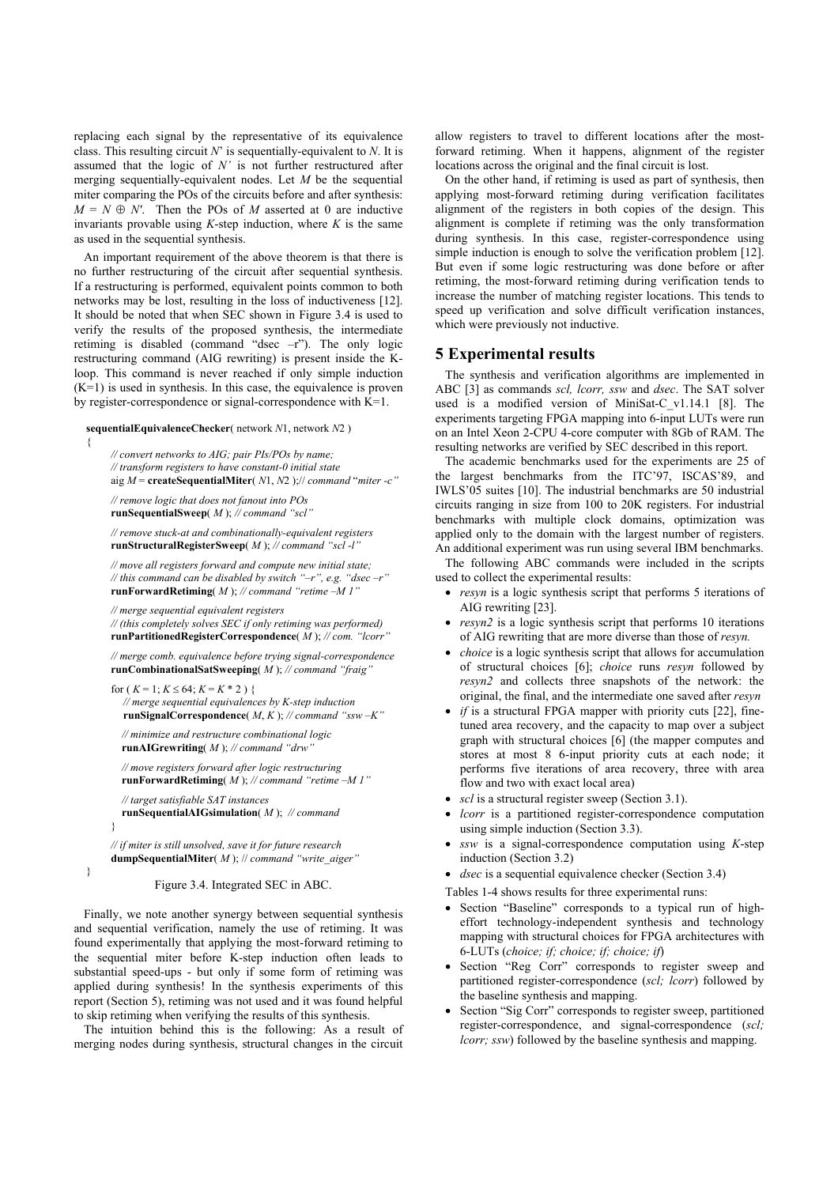replacing each signal by the representative of its equivalence class. This resulting circuit $N'$ is sequentially-equivalent to $N$. It is assumed that the logic of $N'$ is not further restructured after merging sequentially-equivalent nodes. Let $M$ be the sequential miter comparing the POs of the circuits before and after synthesis: $M = N \oplus N'$. Then the POs of $M$ asserted at 0 are inductive invariants provable using $K$-step induction, where $K$ is the same as used in the sequential synthesis.

An important requirement of the above theorem is that there is no further restructuring of the circuit after sequential synthesis. If a restructuring is performed, equivalent points common to both networks may be lost, resulting in the loss of inductiveness [12]. It should be noted that when SEC shown in Figure 3.4 is used to verify the results of the proposed synthesis, the intermediate retiming is disabled (command "dsec –r"). The only logic restructuring command (AIG rewriting) is present inside the K-loop. This command is never reached if only simple induction (K=1) is used in synthesis. In this case, the equivalence is proven by register-correspondence or signal-correspondence with K=1.

```
sequentialEquivalenceChecker( network N1, network N2 )
{
    // convert networks to AIG; pair PIs/POs by name;
    // transform registers to have constant-0 initial state
    aig M = createSequentialMiter( N1, N2 );// command "miter -c"

    // remove logic that does not fanout into POs
    runSequentialSweep( M ); // command "scl"

    // remove stuck-at and combinationally-equivalent registers
    runStructuralRegisterSweep( M ); // command "scl -l"

    // move all registers forward and compute new initial state;
    // this command can be disabled by switch "–r", e.g. "dsec –r"
    runForwardRetiming( M ); // command "retime –M 1"

    // merge sequential equivalent registers
    // (this completely solves SEC if only retiming was performed)
    runPartitionedRegisterCorrespondence( M ); // com. "lcorr"

    // merge comb. equivalence before trying signal-correspondence
    runCombinationalSatSweeping( M ); // command "fraig"

    for ( K = 1; K ≤ 64; K = K * 2 ) {
        // merge sequential equivalences by K-step induction
        runSignalCorrespondence( M, K ); // command "ssw –K"

        // minimize and restructure combinational logic
        runAIGrewriting( M ); // command "drw"

        // move registers forward after logic restructuring
        runForwardRetiming( M ); // command "retime –M 1"

        // target satisfiable SAT instances
        runSequentialAIGsimulation( M ); // command
    }

    // if miter is still unsolved, save it for future research
    dumpSequentialMiter( M ); // command "write_aiger"
}
```

Figure 3.4. Integrated SEC in ABC.

Finally, we note another synergy between sequential synthesis and sequential verification, namely the use of retiming. It was found experimentally that applying the most-forward retiming to the sequential miter before K-step induction often leads to substantial speed-ups - but only if some form of retiming was applied during synthesis! In the synthesis experiments of this report (Section 5), retiming was not used and it was found helpful to skip retiming when verifying the results of this synthesis.

The intuition behind this is the following: As a result of merging nodes during synthesis, structural changes in the circuit allow registers to travel to different locations after the most-forward retiming. When it happens, alignment of the register locations across the original and the final circuit is lost.

On the other hand, if retiming is used as part of synthesis, then applying most-forward retiming during verification facilitates alignment of the registers in both copies of the design. This alignment is complete if retiming was the only transformation during synthesis. In this case, register-correspondence using simple induction is enough to solve the verification problem [12]. But even if some logic restructuring was done before or after retiming, the most-forward retiming during verification tends to increase the number of matching register locations. This tends to speed up verification and solve difficult verification instances, which were previously not inductive.

## 5 Experimental results

The synthesis and verification algorithms are implemented in ABC [3] as commands *scl, lcorr, ssw* and *dsec*. The SAT solver used is a modified version of MiniSat-C_v1.14.1 [8]. The experiments targeting FPGA mapping into 6-input LUTs were run on an Intel Xeon 2-CPU 4-core computer with 8Gb of RAM. The resulting networks are verified by SEC described in this report.

The academic benchmarks used for the experiments are 25 of the largest benchmarks from the ITC'97, ISCAS'89, and IWLS'05 suites [10]. The industrial benchmarks are 50 industrial circuits ranging in size from 100 to 20K registers. For industrial benchmarks with multiple clock domains, optimization was applied only to the domain with the largest number of registers. An additional experiment was run using several IBM benchmarks.

The following ABC commands were included in the scripts used to collect the experimental results:

- *resyn* is a logic synthesis script that performs 5 iterations of AIG rewriting [23].
- *resyn2* is a logic synthesis script that performs 10 iterations of AIG rewriting that are more diverse than those of *resyn.*
- *choice* is a logic synthesis script that allows for accumulation of structural choices [6]; *choice* runs *resyn* followed by *resyn2* and collects three snapshots of the network: the original, the final, and the intermediate one saved after *resyn*
- *if* is a structural FPGA mapper with priority cuts [22], fine-tuned area recovery, and the capacity to map over a subject graph with structural choices [6] (the mapper computes and stores at most 8 6-input priority cuts at each node; it performs five iterations of area recovery, three with area flow and two with exact local area)
- *scl* is a structural register sweep (Section 3.1).
- *lcorr* is a partitioned register-correspondence computation using simple induction (Section 3.3).
- *ssw* is a signal-correspondence computation using *K*-step induction (Section 3.2)
- *dsec* is a sequential equivalence checker (Section 3.4)

Tables 1-4 shows results for three experimental runs:

- Section "Baseline" corresponds to a typical run of high-effort technology-independent synthesis and technology mapping with structural choices for FPGA architectures with 6-LUTs (*choice; if; choice; if; choice; if*)
- Section "Reg Corr" corresponds to register sweep and partitioned register-correspondence (*scl; lcorr*) followed by the baseline synthesis and mapping.
- Section "Sig Corr" corresponds to register sweep, partitioned register-correspondence, and signal-correspondence (*scl; lcorr; ssw*) followed by the baseline synthesis and mapping.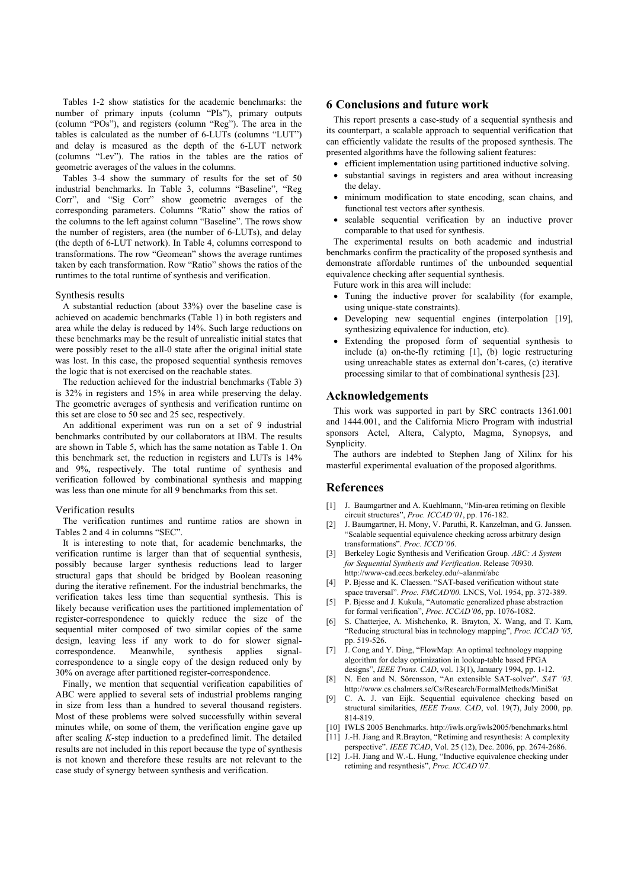Tables 1-2 show statistics for the academic benchmarks: the number of primary inputs (column "PIs"), primary outputs (column "POs"), and registers (column "Reg"). The area in the tables is calculated as the number of 6-LUTs (columns "LUT") and delay is measured as the depth of the 6-LUT network (columns "Lev"). The ratios in the tables are the ratios of geometric averages of the values in the columns.

Tables 3-4 show the summary of results for the set of 50 industrial benchmarks. In Table 3, columns "Baseline", "Reg Corr", and "Sig Corr" show geometric averages of the corresponding parameters. Columns "Ratio" show the ratios of the columns to the left against column "Baseline". The rows show the number of registers, area (the number of 6-LUTs), and delay (the depth of 6-LUT network). In Table 4, columns correspond to transformations. The row "Geomean" shows the average runtimes taken by each transformation. Row "Ratio" shows the ratios of the runtimes to the total runtime of synthesis and verification.

### Synthesis results

A substantial reduction (about 33%) over the baseline case is achieved on academic benchmarks (Table 1) in both registers and area while the delay is reduced by 14%. Such large reductions on these benchmarks may be the result of unrealistic initial states that were possibly reset to the all-0 state after the original initial state was lost. In this case, the proposed sequential synthesis removes the logic that is not exercised on the reachable states.

The reduction achieved for the industrial benchmarks (Table 3) is 32% in registers and 15% in area while preserving the delay. The geometric averages of synthesis and verification runtime on this set are close to 50 sec and 25 sec, respectively.

An additional experiment was run on a set of 9 industrial benchmarks contributed by our collaborators at IBM. The results are shown in Table 5, which has the same notation as Table 1. On this benchmark set, the reduction in registers and LUTs is 14% and 9%, respectively. The total runtime of synthesis and verification followed by combinational synthesis and mapping was less than one minute for all 9 benchmarks from this set.

### Verification results

The verification runtimes and runtime ratios are shown in Tables 2 and 4 in columns "SEC".

It is interesting to note that, for academic benchmarks, the verification runtime is larger than that of sequential synthesis, possibly because larger synthesis reductions lead to larger structural gaps that should be bridged by Boolean reasoning during the iterative refinement. For the industrial benchmarks, the verification takes less time than sequential synthesis. This is likely because verification uses the partitioned implementation of register-correspondence to quickly reduce the size of the sequential miter composed of two similar copies of the same design, leaving less if any work to do for slower signal-correspondence. Meanwhile, synthesis applies signal-correspondence to a single copy of the design reduced only by 30% on average after partitioned register-correspondence.

Finally, we mention that sequential verification capabilities of ABC were applied to several sets of industrial problems ranging in size from less than a hundred to several thousand registers. Most of these problems were solved successfully within several minutes while, on some of them, the verification engine gave up after scaling *K*-step induction to a predefined limit. The detailed results are not included in this report because the type of synthesis is not known and therefore these results are not relevant to the case study of synergy between synthesis and verification.

## 6 Conclusions and future work

This report presents a case-study of a sequential synthesis and its counterpart, a scalable approach to sequential verification that can efficiently validate the results of the proposed synthesis. The presented algorithms have the following salient features:

- efficient implementation using partitioned inductive solving.
- substantial savings in registers and area without increasing the delay.
- minimum modification to state encoding, scan chains, and functional test vectors after synthesis.
- scalable sequential verification by an inductive prover comparable to that used for synthesis.

The experimental results on both academic and industrial benchmarks confirm the practicality of the proposed synthesis and demonstrate affordable runtimes of the unbounded sequential equivalence checking after sequential synthesis.

Future work in this area will include:

- Tuning the inductive prover for scalability (for example, using unique-state constraints).
- Developing new sequential engines (interpolation [19], synthesizing equivalence for induction, etc).
- Extending the proposed form of sequential synthesis to include (a) on-the-fly retiming [1], (b) logic restructuring using unreachable states as external don't-cares, (c) iterative processing similar to that of combinational synthesis [23].

## Acknowledgements

This work was supported in part by SRC contracts 1361.001 and 1444.001, and the California Micro Program with industrial sponsors Actel, Altera, Calypto, Magma, Synopsys, and Synplicity.

The authors are indebted to Stephen Jang of Xilinx for his masterful experimental evaluation of the proposed algorithms.

## References

[1] J. Baumgartner and A. Kuehlmann, "Min-area retiming on flexible circuit structures", *Proc. ICCAD'01*, pp. 176-182.

[2] J. Baumgartner, H. Mony, V. Paruthi, R. Kanzelman, and G. Janssen. "Scalable sequential equivalence checking across arbitrary design transformations". *Proc. ICCD'06*.

[3] Berkeley Logic Synthesis and Verification Group. *ABC: A System for Sequential Synthesis and Verification*. Release 70930. http://www-cad.eecs.berkeley.edu/~alanmi/abc

[4] P. Bjesse and K. Claessen. "SAT-based verification without state space traversal". *Proc. FMCAD'00*. LNCS, Vol. 1954, pp. 372-389.

[5] P. Bjesse and J. Kukula, "Automatic generalized phase abstraction for formal verification", *Proc. ICCAD'06*, pp. 1076-1082.

[6] S. Chatterjee, A. Mishchenko, R. Brayton, X. Wang, and T. Kam, "Reducing structural bias in technology mapping", *Proc. ICCAD '05,* pp. 519-526.

[7] J. Cong and Y. Ding, "FlowMap: An optimal technology mapping algorithm for delay optimization in lookup-table based FPGA designs", *IEEE Trans. CAD*, vol. 13(1), January 1994, pp. 1-12.

[8] N. Een and N. Sörensson, "An extensible SAT-solver". *SAT '03.* http://www.cs.chalmers.se/Cs/Research/FormalMethods/MiniSat

[9] C. A. J. van Eijk. Sequential equivalence checking based on structural similarities, *IEEE Trans. CAD*, vol. 19(7), July 2000, pp. 814-819.

[10] IWLS 2005 Benchmarks. http://iwls.org/iwls2005/benchmarks.html

[11] J.-H. Jiang and R.Brayton, "Retiming and resynthesis: A complexity perspective". *IEEE TCAD*, Vol. 25 (12), Dec. 2006, pp. 2674-2686.

[12] J.-H. Jiang and W.-L. Hung, "Inductive equivalence checking under retiming and resynthesis", *Proc. ICCAD'07*.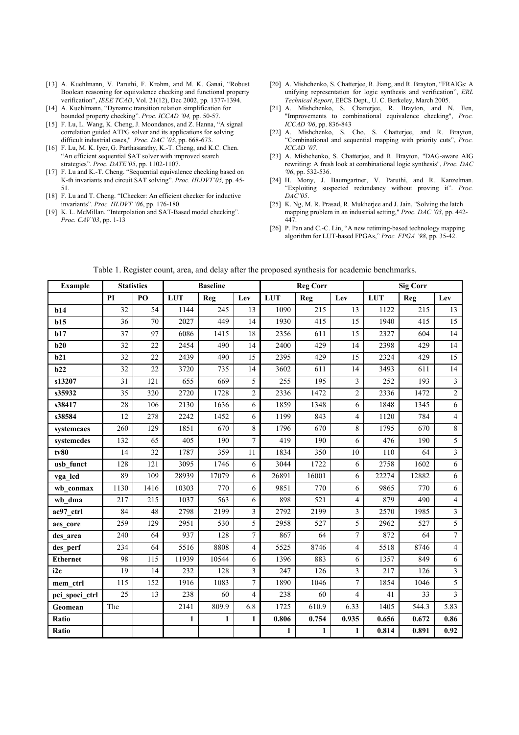[13] A. Kuehlmann, V. Paruthi, F. Krohm, and M. K. Ganai, "Robust Boolean reasoning for equivalence checking and functional property verification", *IEEE TCAD*, Vol. 21(12), Dec 2002, pp. 1377-1394.

[14] A. Kuehlmann, "Dynamic transition relation simplification for bounded property checking". *Proc. ICCAD '04,* pp. 50-57.

[15] F. Lu, L. Wang, K. Cheng, J. Moondanos, and Z. Hanna, "A signal correlation guided ATPG solver and its applications for solving difficult industrial cases," *Proc. DAC `03*, pp. 668-673.

[16] F. Lu, M. K. Iyer, G. Parthasarathy, K.-T. Cheng, and K.C. Chen. "An efficient sequential SAT solver with improved search strategies". *Proc. DATE'05*, pp. 1102-1107.

[17] F. Lu and K.-T. Cheng. "Sequential equivalence checking based on K-th invariants and circuit SAT solving". *Proc. HLDVT'05,* pp. 45-51.

[18] F. Lu and T. Cheng. "IChecker: An efficient checker for inductive invariants". *Proc. HLDVT '06*, pp. 176-180.

[19] K. L. McMillan. "Interpolation and SAT-Based model checking". *Proc. CAV'03*, pp. 1-13

[20] A. Mishchenko, S. Chatterjee, R. Jiang, and R. Brayton, "FRAIGs: A unifying representation for logic synthesis and verification", *ERL Technical Report*, EECS Dept., U. C. Berkeley, March 2005.

[21] A. Mishchenko, S. Chatterjee, R. Brayton, and N. Een, "Improvements to combinational equivalence checking", *Proc. ICCAD '06*, pp. 836-843

[22] A. Mishchenko, S. Cho, S. Chatterjee, and R. Brayton, "Combinational and sequential mapping with priority cuts", *Proc. ICCAD '07*.

[23] A. Mishchenko, S. Chatterjee, and R. Brayton, "DAG-aware AIG rewriting: A fresh look at combinational logic synthesis", *Proc. DAC '06*, pp. 532-536.

[24] H. Mony, J. Baumgartner, V. Paruthi, and R. Kanzelman. "Exploiting suspected redundancy without proving it". *Proc. DAC'05*.

[25] K. Ng, M. R. Prasad, R. Mukherjee and J. Jain, "Solving the latch mapping problem in an industrial setting," *Proc. DAC '03*, pp. 442-447.

[26] P. Pan and C.-C. Lin, "A new retiming-based technology mapping algorithm for LUT-based FPGAs," *Proc. FPGA '98*, pp. 35-42.

Table 1. Register count, area, and delay after the proposed synthesis for academic benchmarks.

| Example | Statistics | | Baseline | | | Reg Corr | | | Sig Corr | | |
|---|---|---|---|---|---|---|---|---|---|---|---|
| | PI | PO | LUT | Reg | Lev | LUT | Reg | Lev | LUT | Reg | Lev |
| **b14** | 32 | 54 | 1144 | 245 | 13 | 1090 | 215 | 13 | 1122 | 215 | 13 |
| **b15** | 36 | 70 | 2027 | 449 | 14 | 1930 | 415 | 15 | 1940 | 415 | 15 |
| **b17** | 37 | 97 | 6086 | 1415 | 18 | 2356 | 611 | 15 | 2327 | 604 | 14 |
| **b20** | 32 | 22 | 2454 | 490 | 14 | 2400 | 429 | 14 | 2398 | 429 | 14 |
| **b21** | 32 | 22 | 2439 | 490 | 15 | 2395 | 429 | 15 | 2324 | 429 | 15 |
| **b22** | 32 | 22 | 3720 | 735 | 14 | 3602 | 611 | 14 | 3493 | 611 | 14 |
| **s13207** | 31 | 121 | 655 | 669 | 5 | 255 | 195 | 3 | 252 | 193 | 3 |
| **s35932** | 35 | 320 | 2720 | 1728 | 2 | 2336 | 1472 | 2 | 2336 | 1472 | 2 |
| **s38417** | 28 | 106 | 2130 | 1636 | 6 | 1859 | 1348 | 6 | 1848 | 1345 | 6 |
| **s38584** | 12 | 278 | 2242 | 1452 | 6 | 1199 | 843 | 4 | 1120 | 784 | 4 |
| **systemcaes** | 260 | 129 | 1851 | 670 | 8 | 1796 | 670 | 8 | 1795 | 670 | 8 |
| **systemcdes** | 132 | 65 | 405 | 190 | 7 | 419 | 190 | 6 | 476 | 190 | 5 |
| **tv80** | 14 | 32 | 1787 | 359 | 11 | 1834 | 350 | 10 | 110 | 64 | 3 |
| **usb_funct** | 128 | 121 | 3095 | 1746 | 6 | 3044 | 1722 | 6 | 2758 | 1602 | 6 |
| **vga_lcd** | 89 | 109 | 28939 | 17079 | 6 | 26891 | 16001 | 6 | 22274 | 12882 | 6 |
| **wb_conmax** | 1130 | 1416 | 10303 | 770 | 6 | 9851 | 770 | 6 | 9865 | 770 | 6 |
| **wb_dma** | 217 | 215 | 1037 | 563 | 6 | 898 | 521 | 4 | 879 | 490 | 4 |
| **ac97_ctrl** | 84 | 48 | 2798 | 2199 | 3 | 2792 | 2199 | 3 | 2570 | 1985 | 3 |
| **aes_core** | 259 | 129 | 2951 | 530 | 5 | 2958 | 527 | 5 | 2962 | 527 | 5 |
| **des_area** | 240 | 64 | 937 | 128 | 7 | 867 | 64 | 7 | 872 | 64 | 7 |
| **des_perf** | 234 | 64 | 5516 | 8808 | 4 | 5525 | 8746 | 4 | 5518 | 8746 | 4 |
| **Ethernet** | 98 | 115 | 11939 | 10544 | 6 | 1396 | 883 | 6 | 1357 | 849 | 6 |
| **i2c** | 19 | 14 | 232 | 128 | 3 | 247 | 126 | 3 | 217 | 126 | 3 |
| **mem_ctrl** | 115 | 152 | 1916 | 1083 | 7 | 1890 | 1046 | 7 | 1854 | 1046 | 5 |
| **pci_spoci_ctrl** | 25 | 13 | 238 | 60 | 4 | 238 | 60 | 4 | 41 | 33 | 3 |
| **Geomean** | The | | 2141 | 809.9 | 6.8 | 1725 | 610.9 | 6.33 | 1405 | 544.3 | 5.83 |
| **Ratio** | | | **1** | **1** | **1** | **0.806** | **0.754** | **0.935** | **0.656** | **0.672** | **0.86** |
| **Ratio** | | | | | | **1** | **1** | **1** | **0.814** | **0.891** | **0.92** |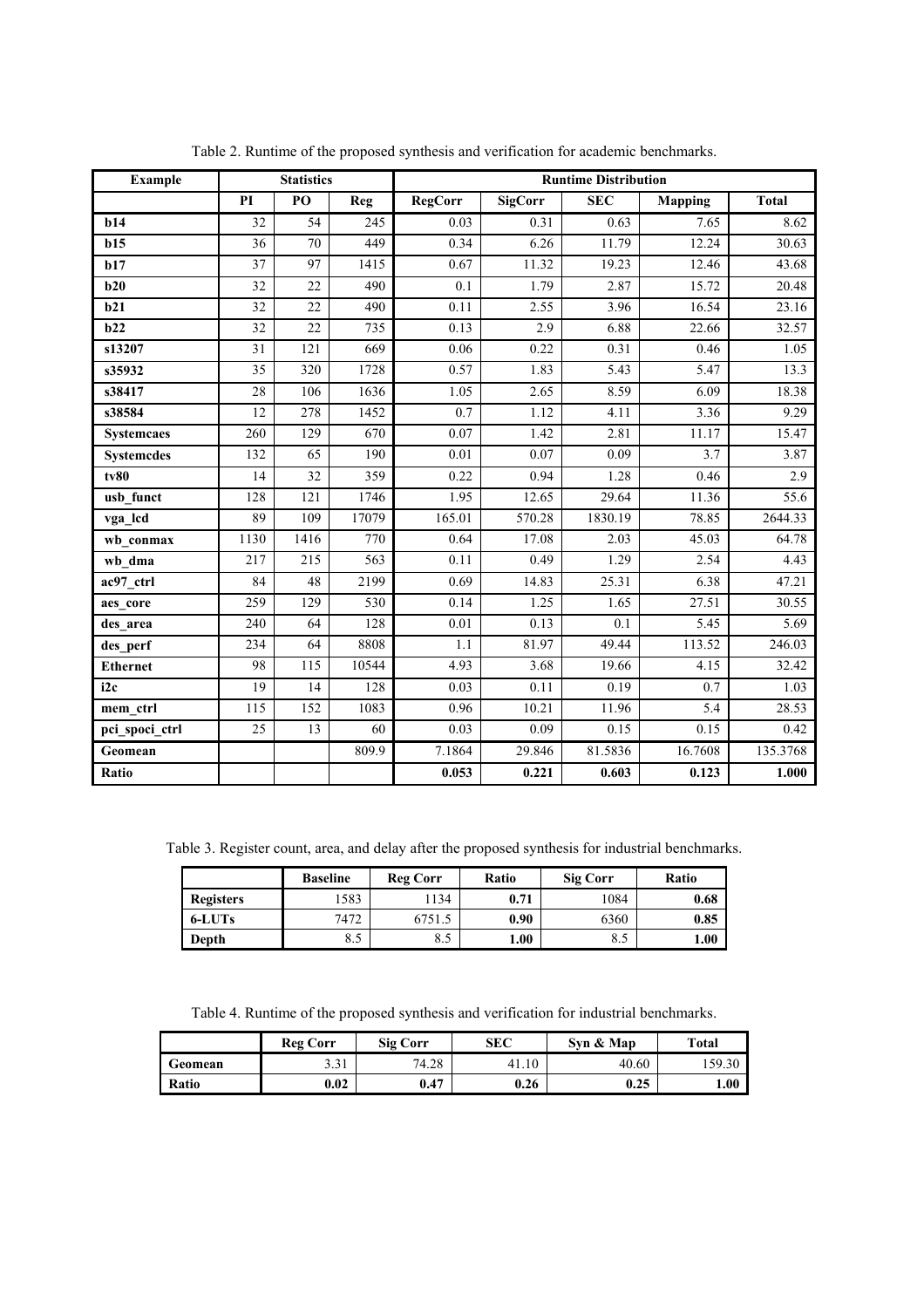Table 2. Runtime of the proposed synthesis and verification for academic benchmarks.

| Example | Statistics | | | Runtime Distribution | | | | |
|---|---|---|---|---|---|---|---|---|
| | PI | PO | Reg | RegCorr | SigCorr | SEC | Mapping | Total |
| b14 | 32 | 54 | 245 | 0.03 | 0.31 | 0.63 | 7.65 | 8.62 |
| b15 | 36 | 70 | 449 | 0.34 | 6.26 | 11.79 | 12.24 | 30.63 |
| b17 | 37 | 97 | 1415 | 0.67 | 11.32 | 19.23 | 12.46 | 43.68 |
| b20 | 32 | 22 | 490 | 0.1 | 1.79 | 2.87 | 15.72 | 20.48 |
| b21 | 32 | 22 | 490 | 0.11 | 2.55 | 3.96 | 16.54 | 23.16 |
| b22 | 32 | 22 | 735 | 0.13 | 2.9 | 6.88 | 22.66 | 32.57 |
| s13207 | 31 | 121 | 669 | 0.06 | 0.22 | 0.31 | 0.46 | 1.05 |
| s35932 | 35 | 320 | 1728 | 0.57 | 1.83 | 5.43 | 5.47 | 13.3 |
| s38417 | 28 | 106 | 1636 | 1.05 | 2.65 | 8.59 | 6.09 | 18.38 |
| s38584 | 12 | 278 | 1452 | 0.7 | 1.12 | 4.11 | 3.36 | 9.29 |
| Systemcaes | 260 | 129 | 670 | 0.07 | 1.42 | 2.81 | 11.17 | 15.47 |
| Systemcdes | 132 | 65 | 190 | 0.01 | 0.07 | 0.09 | 3.7 | 3.87 |
| tv80 | 14 | 32 | 359 | 0.22 | 0.94 | 1.28 | 0.46 | 2.9 |
| usb_funct | 128 | 121 | 1746 | 1.95 | 12.65 | 29.64 | 11.36 | 55.6 |
| vga_lcd | 89 | 109 | 17079 | 165.01 | 570.28 | 1830.19 | 78.85 | 2644.33 |
| wb_conmax | 1130 | 1416 | 770 | 0.64 | 17.08 | 2.03 | 45.03 | 64.78 |
| wb_dma | 217 | 215 | 563 | 0.11 | 0.49 | 1.29 | 2.54 | 4.43 |
| ac97_ctrl | 84 | 48 | 2199 | 0.69 | 14.83 | 25.31 | 6.38 | 47.21 |
| aes_core | 259 | 129 | 530 | 0.14 | 1.25 | 1.65 | 27.51 | 30.55 |
| des_area | 240 | 64 | 128 | 0.01 | 0.13 | 0.1 | 5.45 | 5.69 |
| des_perf | 234 | 64 | 8808 | 1.1 | 81.97 | 49.44 | 113.52 | 246.03 |
| Ethernet | 98 | 115 | 10544 | 4.93 | 3.68 | 19.66 | 4.15 | 32.42 |
| i2c | 19 | 14 | 128 | 0.03 | 0.11 | 0.19 | 0.7 | 1.03 |
| mem_ctrl | 115 | 152 | 1083 | 0.96 | 10.21 | 11.96 | 5.4 | 28.53 |
| pci_spoci_ctrl | 25 | 13 | 60 | 0.03 | 0.09 | 0.15 | 0.15 | 0.42 |
| Geomean | | | 809.9 | 7.1864 | 29.846 | 81.5836 | 16.7608 | 135.3768 |
| Ratio | | | | **0.053** | **0.221** | **0.603** | **0.123** | **1.000** |

Table 3. Register count, area, and delay after the proposed synthesis for industrial benchmarks.

| | Baseline | Reg Corr | Ratio | Sig Corr | Ratio |
|---|---|---|---|---|---|
| Registers | 1583 | 1134 | **0.71** | 1084 | **0.68** |
| 6-LUTs | 7472 | 6751.5 | **0.90** | 6360 | **0.85** |
| Depth | 8.5 | 8.5 | **1.00** | 8.5 | **1.00** |

Table 4. Runtime of the proposed synthesis and verification for industrial benchmarks.

| | Reg Corr | Sig Corr | SEC | Syn & Map | Total |
|---|---|---|---|---|---|
| Geomean | 3.31 | 74.28 | 41.10 | 40.60 | 159.30 |
| Ratio | **0.02** | **0.47** | **0.26** | **0.25** | **1.00** |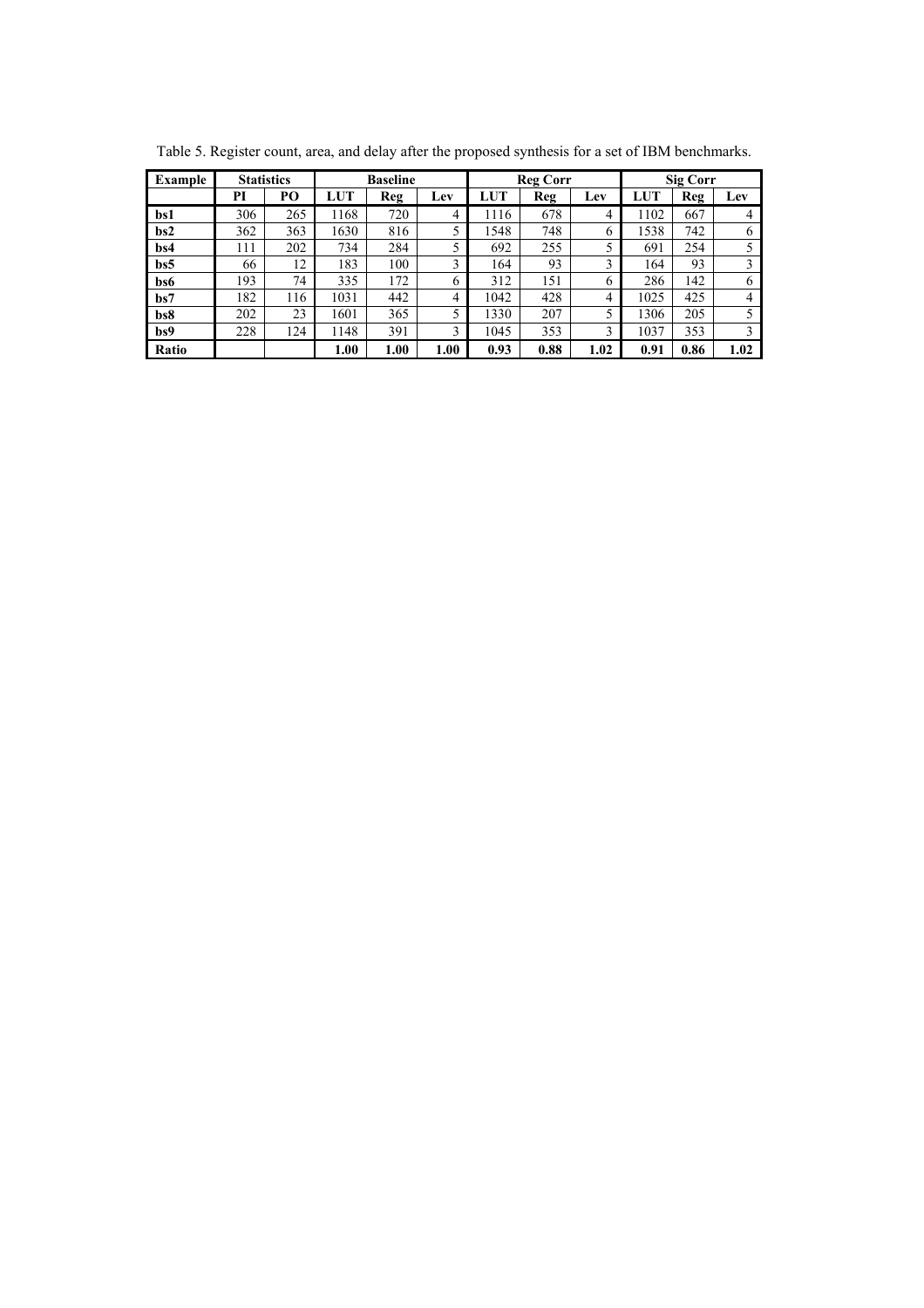Table 5. Register count, area, and delay after the proposed synthesis for a set of IBM benchmarks.

| Example | Statistics | | Baseline | | | Reg Corr | | | Sig Corr | | |
|---|---|---|---|---|---|---|---|---|---|---|---|
| | PI | PO | LUT | Reg | Lev | LUT | Reg | Lev | LUT | Reg | Lev |
| **bs1** | 306 | 265 | 1168 | 720 | 4 | 1116 | 678 | 4 | 1102 | 667 | 4 |
| **bs2** | 362 | 363 | 1630 | 816 | 5 | 1548 | 748 | 6 | 1538 | 742 | 6 |
| **bs4** | 111 | 202 | 734 | 284 | 5 | 692 | 255 | 5 | 691 | 254 | 5 |
| **bs5** | 66 | 12 | 183 | 100 | 3 | 164 | 93 | 3 | 164 | 93 | 3 |
| **bs6** | 193 | 74 | 335 | 172 | 6 | 312 | 151 | 6 | 286 | 142 | 6 |
| **bs7** | 182 | 116 | 1031 | 442 | 4 | 1042 | 428 | 4 | 1025 | 425 | 4 |
| **bs8** | 202 | 23 | 1601 | 365 | 5 | 1330 | 207 | 5 | 1306 | 205 | 5 |
| **bs9** | 228 | 124 | 1148 | 391 | 3 | 1045 | 353 | 3 | 1037 | 353 | 3 |
| **Ratio** | | | **1.00** | **1.00** | **1.00** | **0.93** | **0.88** | **1.02** | **0.91** | **0.86** | **1.02** |